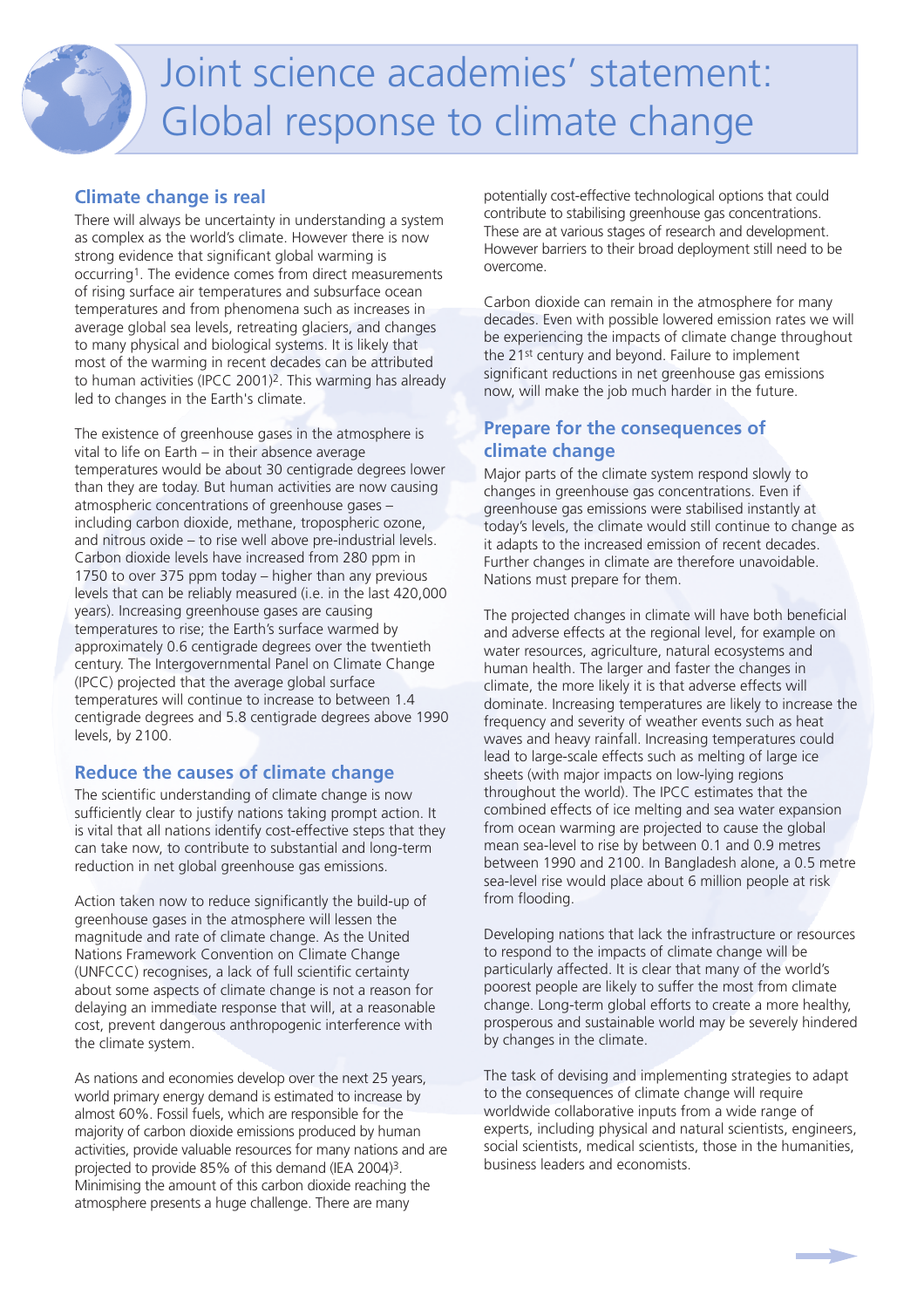# Joint science academies' statement: Global response to climate change

## Climate change is real

There will always be uncertainty in understanding a system as complex as the world's climate. However there is now strong evidence that significant global warming is occurring[1]. The evidence comes from direct measurements of rising surface air temperatures and subsurface ocean temperatures and from phenomena such as increases in average global sea levels, retreating glaciers, and changes to many physical and biological systems. It is likely that most of the warming in recent decades can be attributed to human activities (IPCC 2001)[2]. This warming has already led to changes in the Earth's climate.

The existence of greenhouse gases in the atmosphere is vital to life on Earth – in their absence average temperatures would be about 30 centigrade degrees lower than they are today. But human activities are now causing atmospheric concentrations of greenhouse gases – including carbon dioxide, methane, tropospheric ozone, and nitrous oxide – to rise well above pre-industrial levels. Carbon dioxide levels have increased from 280 ppm in 1750 to over 375 ppm today – higher than any previous levels that can be reliably measured (i.e. in the last 420,000 years). Increasing greenhouse gases are causing temperatures to rise; the Earth's surface warmed by approximately 0.6 centigrade degrees over the twentieth century. The Intergovernmental Panel on Climate Change (IPCC) projected that the average global surface temperatures will continue to increase to between 1.4 centigrade degrees and 5.8 centigrade degrees above 1990 levels, by 2100.

## Reduce the causes of climate change

The scientific understanding of climate change is now sufficiently clear to justify nations taking prompt action. It is vital that all nations identify cost-effective steps that they can take now, to contribute to substantial and long-term reduction in net global greenhouse gas emissions.

Action taken now to reduce significantly the build-up of greenhouse gases in the atmosphere will lessen the magnitude and rate of climate change. As the United Nations Framework Convention on Climate Change (UNFCCC) recognises, a lack of full scientific certainty about some aspects of climate change is not a reason for delaying an immediate response that will, at a reasonable cost, prevent dangerous anthropogenic interference with the climate system.

As nations and economies develop over the next 25 years, world primary energy demand is estimated to increase by almost 60%. Fossil fuels, which are responsible for the majority of carbon dioxide emissions produced by human activities, provide valuable resources for many nations and are projected to provide 85% of this demand (IEA 2004)[3]. Minimising the amount of this carbon dioxide reaching the atmosphere presents a huge challenge. There are many potentially cost-effective technological options that could contribute to stabilising greenhouse gas concentrations. These are at various stages of research and development. However barriers to their broad deployment still need to be overcome.

Carbon dioxide can remain in the atmosphere for many decades. Even with possible lowered emission rates we will be experiencing the impacts of climate change throughout the 21st century and beyond. Failure to implement significant reductions in net greenhouse gas emissions now, will make the job much harder in the future.

## Prepare for the consequences of climate change

Major parts of the climate system respond slowly to changes in greenhouse gas concentrations. Even if greenhouse gas emissions were stabilised instantly at today's levels, the climate would still continue to change as it adapts to the increased emission of recent decades. Further changes in climate are therefore unavoidable. Nations must prepare for them.

The projected changes in climate will have both beneficial and adverse effects at the regional level, for example on water resources, agriculture, natural ecosystems and human health. The larger and faster the changes in climate, the more likely it is that adverse effects will dominate. Increasing temperatures are likely to increase the frequency and severity of weather events such as heat waves and heavy rainfall. Increasing temperatures could lead to large-scale effects such as melting of large ice sheets (with major impacts on low-lying regions throughout the world). The IPCC estimates that the combined effects of ice melting and sea water expansion from ocean warming are projected to cause the global mean sea-level to rise by between 0.1 and 0.9 metres between 1990 and 2100. In Bangladesh alone, a 0.5 metre sea-level rise would place about 6 million people at risk from flooding.

Developing nations that lack the infrastructure or resources to respond to the impacts of climate change will be particularly affected. It is clear that many of the world's poorest people are likely to suffer the most from climate change. Long-term global efforts to create a more healthy, prosperous and sustainable world may be severely hindered by changes in the climate.

The task of devising and implementing strategies to adapt to the consequences of climate change will require worldwide collaborative inputs from a wide range of experts, including physical and natural scientists, engineers, social scientists, medical scientists, those in the humanities, business leaders and economists.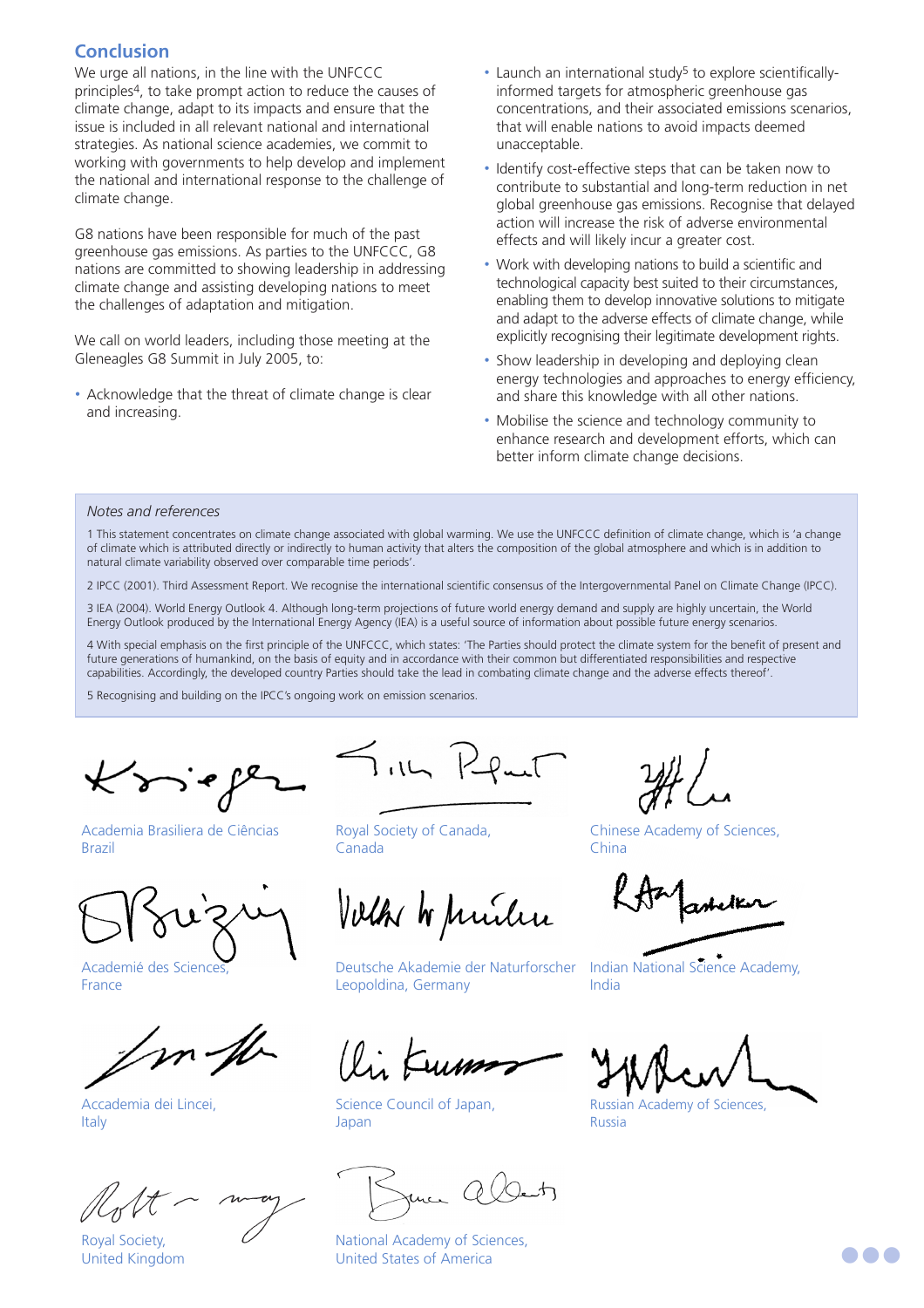## Conclusion

We urge all nations, in the line with the UNFCCC principles[4], to take prompt action to reduce the causes of climate change, adapt to its impacts and ensure that the issue is included in all relevant national and international strategies. As national science academies, we commit to working with governments to help develop and implement the national and international response to the challenge of climate change.

G8 nations have been responsible for much of the past greenhouse gas emissions. As parties to the UNFCCC, G8 nations are committed to showing leadership in addressing climate change and assisting developing nations to meet the challenges of adaptation and mitigation.

We call on world leaders, including those meeting at the Gleneagles G8 Summit in July 2005, to:

- Acknowledge that the threat of climate change is clear and increasing.
- Launch an international study[5] to explore scientifically-informed targets for atmospheric greenhouse gas concentrations, and their associated emissions scenarios, that will enable nations to avoid impacts deemed unacceptable.
- Identify cost-effective steps that can be taken now to contribute to substantial and long-term reduction in net global greenhouse gas emissions. Recognise that delayed action will increase the risk of adverse environmental effects and will likely incur a greater cost.
- Work with developing nations to build a scientific and technological capacity best suited to their circumstances, enabling them to develop innovative solutions to mitigate and adapt to the adverse effects of climate change, while explicitly recognising their legitimate development rights.
- Show leadership in developing and deploying clean energy technologies and approaches to energy efficiency, and share this knowledge with all other nations.
- Mobilise the science and technology community to enhance research and development efforts, which can better inform climate change decisions.

*Notes and references*

1 This statement concentrates on climate change associated with global warming. We use the UNFCCC definition of climate change, which is 'a change of climate which is attributed directly or indirectly to human activity that alters the composition of the global atmosphere and which is in addition to natural climate variability observed over comparable time periods'.

2 IPCC (2001). Third Assessment Report. We recognise the international scientific consensus of the Intergovernmental Panel on Climate Change (IPCC).

3 IEA (2004). World Energy Outlook 4. Although long-term projections of future world energy demand and supply are highly uncertain, the World Energy Outlook produced by the International Energy Agency (IEA) is a useful source of information about possible future energy scenarios.

4 With special emphasis on the first principle of the UNFCCC, which states: 'The Parties should protect the climate system for the benefit of present and future generations of humankind, on the basis of equity and in accordance with their common but differentiated responsibilities and respective capabilities. Accordingly, the developed country Parties should take the lead in combating climate change and the adverse effects thereof'.

5 Recognising and building on the IPCC's ongoing work on emission scenarios.

Academia Brasiliera de Ciências, Brazil

Royal Society of Canada, Canada

Chinese Academy of Sciences, China

Académié des Sciences, France

Deutsche Akademie der Naturforscher Leopoldina, Germany

Indian National Science Academy, India

Accademia dei Lincei, Italy

Science Council of Japan, Japan

Russian Academy of Sciences, Russia

Royal Society, United Kingdom

National Academy of Sciences, United States of America